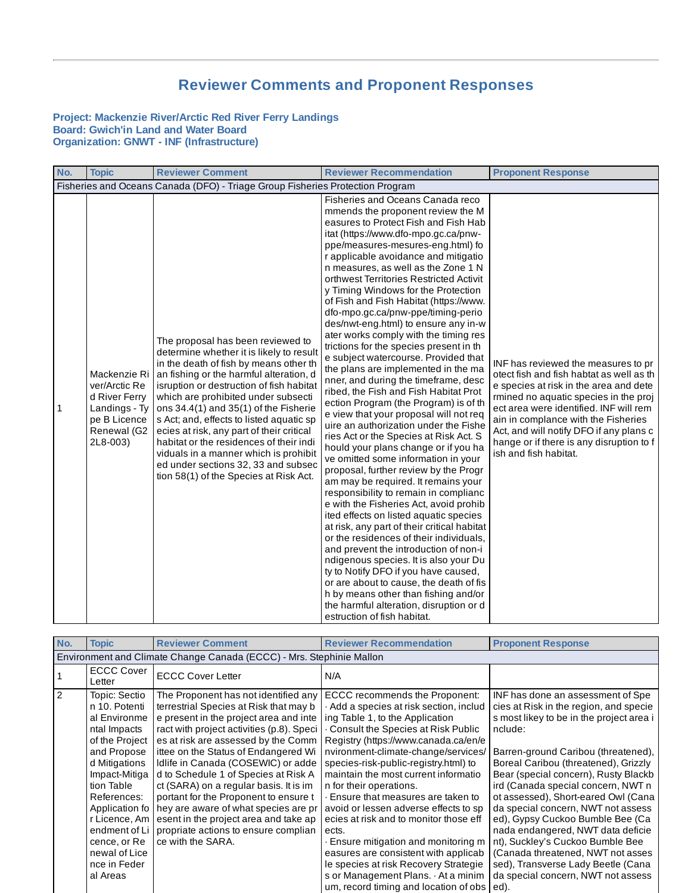# Reviewer Comments and Proponent Responses

**Project: Mackenzie River/Arctic Red River Ferry Landings**
**Board: Gwich'in Land and Water Board**
**Organization: GNWT - INF (Infrastructure)**

| No. | Topic | Reviewer Comment | Reviewer Recommendation | Proponent Response |
|---|---|---|---|---|
| Fisheries and Oceans Canada (DFO) - Triage Group Fisheries Protection Program | | | | |
| 1 | Mackenzie River/Arctic Red River Ferry Landings - Type B Licence Renewal (G22L8-003) | The proposal has been reviewed to determine whether it is likely to result in the death of fish by means other than fishing or the harmful alteration, disruption or destruction of fish habitat which are prohibited under subsections 34.4(1) and 35(1) of the Fisheries Act; and, effects to listed aquatic species at risk, any part of their critical habitat or the residences of their individuals in a manner which is prohibited under sections 32, 33 and subsection 58(1) of the Species at Risk Act. | Fisheries and Oceans Canada recommends the proponent review the Measures to Protect Fish and Fish Habitat (https://www.dfo-mpo.gc.ca/pnw-ppe/measures-mesures-eng.html) for applicable avoidance and mitigation measures, as well as the Zone 1 Northwest Territories Restricted Activity Timing Windows for the Protection of Fish and Fish Habitat (https://www.dfo-mpo.gc.ca/pnw-ppe/timing-periodes/nwt-eng.html) to ensure any in-water works comply with the timing restrictions for the species present in the subject watercourse. Provided that the plans are implemented in the manner, and during the timeframe, described, the Fish and Fish Habitat Protection Program (the Program) is of the view that your proposal will not require an authorization under the Fisheries Act or the Species at Risk Act. Should your plans change or if you have omitted some information in your proposal, further review by the Program may be required. It remains your responsibility to remain in compliance with the Fisheries Act, avoid prohibited effects on listed aquatic species at risk, any part of their critical habitat or the residences of their individuals, and prevent the introduction of non-indigenous species. It is also your Duty to Notify DFO if you have caused, or are about to cause, the death of fish by means other than fishing and/or the harmful alteration, disruption or destruction of fish habitat. | INF has reviewed the measures to protect fish and fish habtat as well as the species at risk in the area and determined no aquatic species in the project area were identified. INF will remain in complance with the Fisheries Act, and will notify DFO if any plans change or if there is any disruption to fish and fish habitat. |

| No. | Topic | Reviewer Comment | Reviewer Recommendation | Proponent Response |
|---|---|---|---|---|
| Environment and Climate Change Canada (ECCC) - Mrs. Stephinie Mallon | | | | |
| 1 | ECCC Cover Letter | ECCC Cover Letter | N/A | |
| 2 | Topic: Section 10. Potential Environmental Impacts of the Project and Proposed Mitigations Impact-Mitigation Table References: Application for Licence, Amendment of Licence, or Renewal of Licence in Federal Areas | The Proponent has not identified any terrestrial Species at Risk that may be present in the project area and interact with project activities (p.8). Species at risk are assessed by the Committee on the Status of Endangered Wildlife in Canada (COSEWIC) or added to Schedule 1 of Species at Risk Act (SARA) on a regular basis. It is important for the Proponent to ensure they are aware of what species are present in the project area and take appropriate actions to ensure compliance with the SARA. | ECCC recommends the Proponent:<br>· Add a species at risk section, including Table 1, to the Application<br>· Consult the Species at Risk Public Registry (https://www.canada.ca/en/environment-climate-change/services/species-risk-public-registry.html) to maintain the most current information for their operations.<br>· Ensure that measures are taken to avoid or lessen adverse effects to species at risk and to monitor those effects.<br>· Ensure mitigation and monitoring measures are consistent with applicable species at risk Recovery Strategies or Management Plans. · At a minimum, record timing and location of obs | INF has done an assessment of Species at Risk in the region, and species most likey to be in the project area include:<br><br>Barren-ground Caribou (threatened), Boreal Caribou (threatened), Grizzly Bear (special concern), Rusty Blackbird (Canada special concern, NWT not assessed), Short-eared Owl (Canada special concern, NWT not assessed), Gypsy Cuckoo Bumble Bee (Canada endangered, NWT data deficient), Suckley's Cuckoo Bumble Bee (Canada threatened, NWT not assessed), Transverse Lady Beetle (Canada special concern, NWT not assessed). |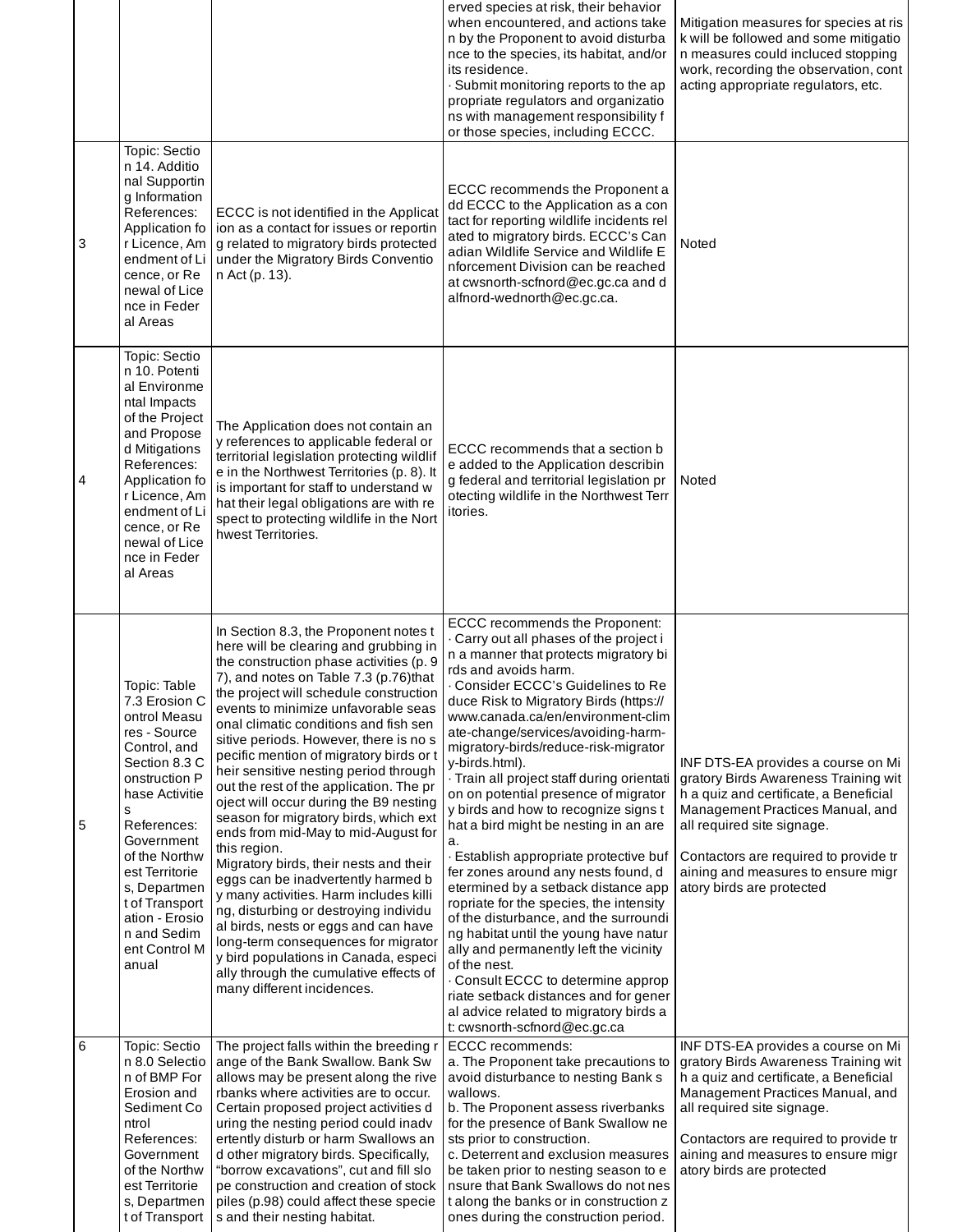| | | | erved species at risk, their behavior when encountered, and actions taken by the Proponent to avoid disturbance to the species, its habitat, and/or its residence.<br>· Submit monitoring reports to the appropriate regulators and organizations with management responsibility for those species, including ECCC. | Mitigation measures for species at risk will be followed and some mitigation measures could inclcued stopping work, recording the observation, contacting appropriate regulators, etc. |
|---|---|---|---|---|
| 3 | Topic: Section 14. Additional Supporting Information<br>References: Application for Licence, Amendment of Licence, or Renewal of Licence in Federal Areas | ECCC is not identified in the Application as a contact for issues or reporting related to migratory birds protected under the Migratory Birds Convention Act (p. 13). | ECCC recommends the Proponent add ECCC to the Application as a contact for reporting wildlife incidents related to migratory birds. ECCC's Canadian Wildlife Service and Wildlife Enforcement Division can be reached at cwsnorth-scfnord@ec.gc.ca and dalfnord-wednorth@ec.gc.ca. | Noted |
| 4 | Topic: Section 10. Potential Environmental Impacts of the Project and Proposed Mitigations<br>References: Application for Licence, Amendment of Licence, or Renewal of Licence in Federal Areas | The Application does not contain any references to applicable federal or territorial legislation protecting wildlife in the Northwest Territories (p. 8). It is important for staff to understand what their legal obligations are with respect to protecting wildlife in the Northwest Territories. | ECCC recommends that a section be added to the Application describing federal and territorial legislation protecting wildlife in the Northwest Territories. | Noted |
| 5 | Topic: Table 7.3 Erosion Control Measures - Source Control, and Section 8.3 Construction Phase Activities<br>References: Government of the Northwest Territories, Department of Transportation - Erosion and Sediment Control Manual | In Section 8.3, the Proponent notes there will be clearing and grubbing in the construction phase activities (p. 97), and notes on Table 7.3 (p.76)that the project will schedule construction events to minimize unfavorable seasonal climatic conditions and fish sensitive periods. However, there is no specific mention of migratory birds or their sensitive nesting period throughout the rest of the application. The project will occur during the B9 nesting season for migratory birds, which extends from mid-May to mid-August for this region.<br>Migratory birds, their nests and their eggs can be inadvertently harmed by many activities. Harm includes killing, disturbing or destroying individual birds, nests or eggs and can have long-term consequences for migratory bird populations in Canada, especially through the cumulative effects of many different incidences. | ECCC recommends the Proponent:<br>· Carry out all phases of the project in a manner that protects migratory birds and avoids harm.<br>· Consider ECCC's Guidelines to Reduce Risk to Migratory Birds (https://www.canada.ca/en/environment-climate-change/services/avoiding-harm-migratory-birds/reduce-risk-migratory-birds.html).<br>· Train all project staff during orientation on potential presence of migratory birds and how to recognize signs that a bird might be nesting in an area.<br>· Establish appropriate protective buffer zones around any nests found, determined by a setback distance appropriate for the species, the intensity of the disturbance, and the surrounding habitat until the young have naturally and permanently left the vicinity of the nest.<br>· Consult ECCC to determine appropriate setback distances and for general advice related to migratory birds at: cwsnorth-scfnord@ec.gc.ca | INF DTS-EA provides a course on Migratory Birds Awareness Training with a quiz and certificate, a Beneficial Management Practices Manual, and all required site signage.<br><br>Contactors are required to provide training and measures to ensure migratory birds are protected |
| 6 | Topic: Section 8.0 Selection of BMP For Erosion and Sediment Control<br>References: Government of the Northwest Territories, Department of Transport | The project falls within the breeding range of the Bank Swallow. Bank Swallows may be present along the riverbanks where activities are to occur. Certain proposed project activities during the nesting period could inadvertently disturb or harm Swallows and other migratory birds. Specifically, "borrow excavations", cut and fill slope construction and creation of stockpiles (p.98) could affect these species and their nesting habitat. | ECCC recommends:<br>a. The Proponent take precautions to avoid disturbance to nesting Bank swallows.<br>b. The Proponent assess riverbanks for the presence of Bank Swallow nests prior to construction.<br>c. Deterrent and exclusion measures be taken prior to nesting season to ensure that Bank Swallows do not nest along the banks or in construction zones during the construction period. | INF DTS-EA provides a course on Migratory Birds Awareness Training with a quiz and certificate, a Beneficial Management Practices Manual, and all required site signage.<br><br>Contactors are required to provide training and measures to ensure migratory birds are protected |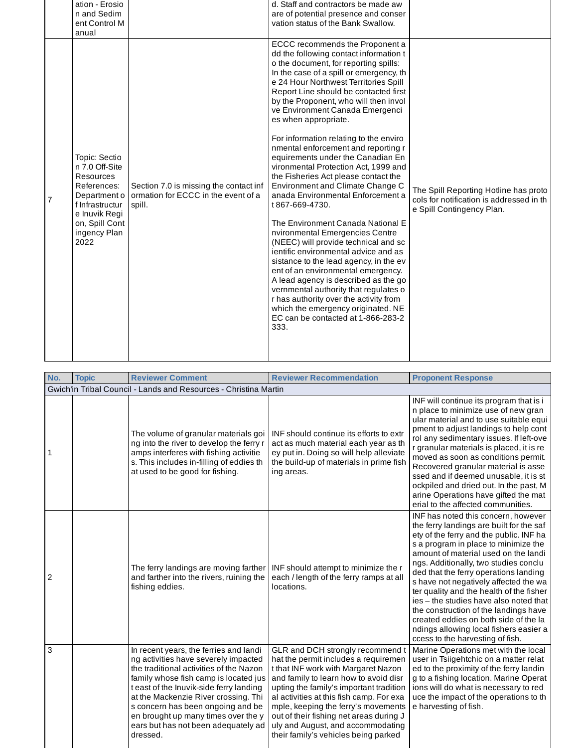| | ation - Erosion and Sediment Control Manual | | d. Staff and contractors be made aware of potential presence and conservation status of the Bank Swallow. | |
|---|---|---|---|---|
| 7 | Topic: Section 7.0 Off-Site Resources References: Department of Infrastructure Inuvik Region, Spill Contingency Plan 2022 | Section 7.0 is missing the contact information for ECCC in the event of a spill. | ECCC recommends the Proponent add the following contact information to the document, for reporting spills: In the case of a spill or emergency, the 24 Hour Northwest Territories Spill Report Line should be contacted first by the Proponent, who will then involve Environment Canada Emergencies when appropriate.<br><br>For information relating to the environmental enforcement and reporting requirements under the Canadian Environmental Protection Act, 1999 and the Fisheries Act please contact the Environment and Climate Change Canada Environmental Enforcement at 867-669-4730.<br><br>The Environment Canada National Environmental Emergencies Centre (NEEC) will provide technical and scientific environmental advice and assistance to the lead agency, in the event of an environmental emergency. A lead agency is described as the governmental authority that regulates or has authority over the activity from which the emergency originated. NEEC can be contacted at 1-866-283-2333. | The Spill Reporting Hotline has protocols for notification is addressed in the Spill Contingency Plan. |

| No. | Topic | Reviewer Comment | Reviewer Recommendation | Proponent Response |
|---|---|---|---|---|
| Gwich'in Tribal Council - Lands and Resources - Christina Martin | | | | |
| 1 | | The volume of granular materials going into the river to develop the ferry ramps interferes with fishing activities. This includes in-filling of eddies that used to be good for fishing. | INF should continue its efforts to extract as much material each year as they put in. Doing so will help alleviate the build-up of materials in prime fishing areas. | INF will continue its program that is in place to minimize use of new granular material and to use suitable equipment to adjust landings to help control any sedimentary issues. If left-over granular materials is placed, it is removed as soon as conditions permit. Recovered granular material is assessed and if deemed unusable, it is stockpiled and dried out. In the past, Marine Operations have gifted the material to the affected communities. |
| 2 | | The ferry landings are moving farther and farther into the rivers, ruining the fishing eddies. | INF should attempt to minimize the reach / length of the ferry ramps at all locations. | INF has noted this concern, however the ferry landings are built for the safety of the ferry and the public. INF has a program in place to minimize the amount of material used on the landings. Additionally, two studies concluded that the ferry operations landings have not negatively affected the water quality and the health of the fisheries – the studies have also noted that the construction of the landings have created eddies on both side of the landings allowing local fishers easier access to the harvesting of fish. |
| 3 | | In recent years, the ferries and landing activities have severely impacted the traditional activities of the Nazon family whose fish camp is located just east of the Inuvik-side ferry landing at the Mackenzie River crossing. This concern has been ongoing and been brought up many times over the years but has not been adequately addressed. | GLR and DCH strongly recommend that the permit includes a requirement that INF work with Margaret Nazon and family to learn how to avoid disrupting the family's important traditional activities at this fish camp. For example, keeping the ferry's movements out of their fishing net areas during July and August, and accommodating their family's vehicles being parked | Marine Operations met with the local user in Tsiigehtchic on a matter related to the proximity of the ferry landing to a fishing location. Marine Operations will do what is necessary to reduce the impact of the operations to the harvesting of fish. |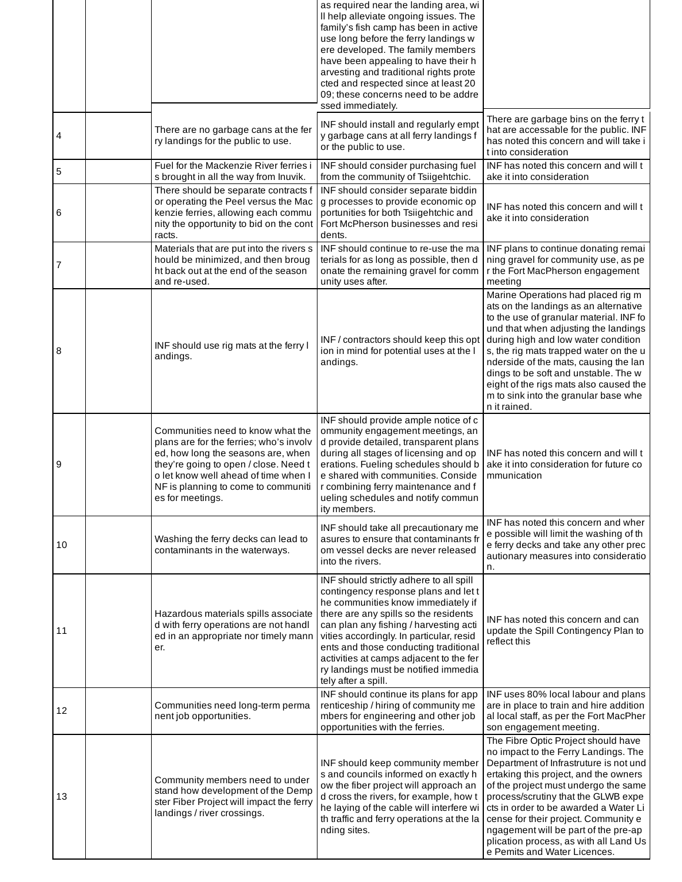| | | | | |
|---|---|---|---|---|
| | | | as required near the landing area, will help alleviate ongoing issues. The family's fish camp has been in active use long before the ferry landings were developed. The family members have been appealing to have their harvesting and traditional rights protected and respected since at least 2009; these concerns need to be addressed immediately. | |
| 4 | | There are no garbage cans at the ferry landings for the public to use. | INF should install and regularly empty garbage cans at all ferry landings for the public to use. | There are garbage bins on the ferry that are accessable for the public. INF has noted this concern and will take it into consideration |
| 5 | | Fuel for the Mackenzie River ferries is brought in all the way from Inuvik. | INF should consider purchasing fuel from the community of Tsiigehtchic. | INF has noted this concern and will take it into consideration |
| 6 | | There should be separate contracts for operating the Peel versus the Mackenzie ferries, allowing each community the opportunity to bid on the contracts. | INF should consider separate bidding processes to provide economic opportunities for both Tsiigehtchic and Fort McPherson businesses and residents. | INF has noted this concern and will take it into consideration |
| 7 | | Materials that are put into the rivers should be minimized, and then brought back out at the end of the season and re-used. | INF should continue to re-use the materials for as long as possible, then donate the remaining gravel for community uses after. | INF plans to continue donating remaining gravel for community use, as per the Fort MacPherson engagement meeting |
| 8 | | INF should use rig mats at the ferry landings. | INF / contractors should keep this option in mind for potential uses at the landings. | Marine Operations had placed rig mats on the landings as an alternative to the use of granular material. INF found that when adjusting the landings during high and low water conditions, the rig mats trapped water on the underside of the mats, causing the landings to be soft and unstable. The weight of the rigs mats also caused them to sink into the granular base when it rained. |
| 9 | | Communities need to know what the plans are for the ferries; who's involved, how long the seasons are, when they're going to open / close. Need to let know well ahead of time when INF is planning to come to communities for meetings. | INF should provide ample notice of community engagement meetings, and provide detailed, transparent plans during all stages of licensing and operations. Fueling schedules should be shared with communities. Consider combining ferry maintenance and fueling schedules and notify community members. | INF has noted this concern and will take it into consideration for future communication |
| 10 | | Washing the ferry decks can lead to contaminants in the waterways. | INF should take all precautionary measures to ensure that contaminants from vessel decks are never released into the rivers. | INF has noted this concern and where possible will limit the washing of the ferry decks and take any other precautionary measures into consideration. |
| 11 | | Hazardous materials spills associated with ferry operations are not handled in an appropriate nor timely manner. | INF should strictly adhere to all spill contingency response plans and let the communities know immediately if there are any spills so the residents can plan any fishing / harvesting activities accordingly. In particular, residents and those conducting traditional activities at camps adjacent to the ferry landings must be notified immediately after a spill. | INF has noted this concern and can update the Spill Contingency Plan to reflect this |
| 12 | | Communities need long-term permanent job opportunities. | INF should continue its plans for apprenticeship / hiring of community members for engineering and other job opportunities with the ferries. | INF uses 80% local labour and plans are in place to train and hire additional local staff, as per the Fort MacPherson engagement meeting. |
| 13 | | Community members need to understand how development of the Dempster Fiber Project will impact the ferry landings / river crossings. | INF should keep community members and councils informed on exactly how the fiber project will approach and cross the rivers, for example, how the laying of the cable will interfere with traffic and ferry operations at the landing sites. | The Fibre Optic Project should have no impact to the Ferry Landings. The Department of Infrastruture is not undertaking this project, and the owners of the project must undergo the same process/scrutiny that the GLWB expects in order to be awarded a Water Licence for their project. Community engagement will be part of the pre-application process, as with all Land Use Pemits and Water Licences. |